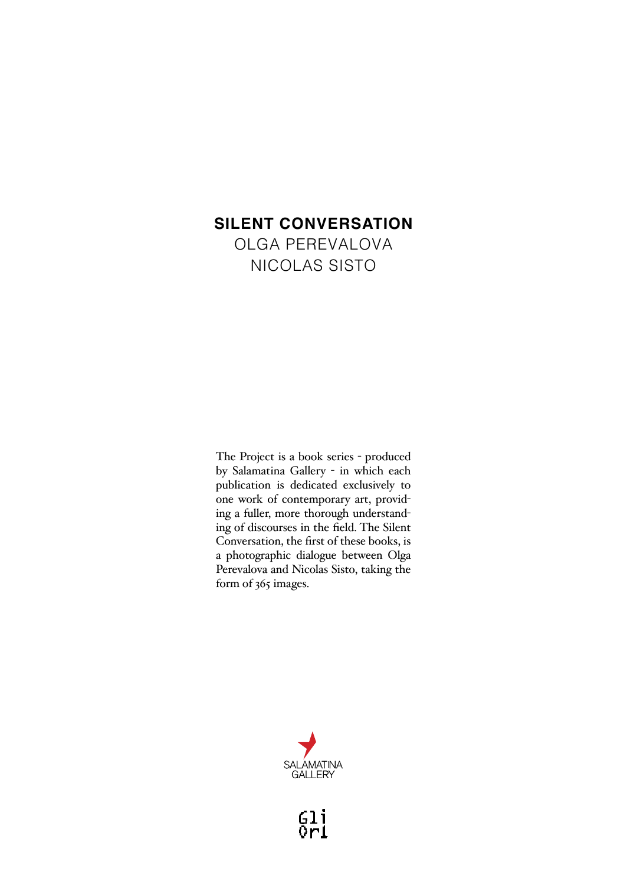# SILENT CONVERSATION

OLGA PEREVALOVA

NICOLAS SISTO

The Project is a book series - produced by Salamatina Gallery - in which each publication is dedicated exclusively to one work of contemporary art, providing a fuller, more thorough understanding of discourses in the field. The Silent Conversation, the first of these books, is a photographic dialogue between Olga Perevalova and Nicolas Sisto, taking the form of 365 images.

SALAMATINA GALLERY

Gli Ori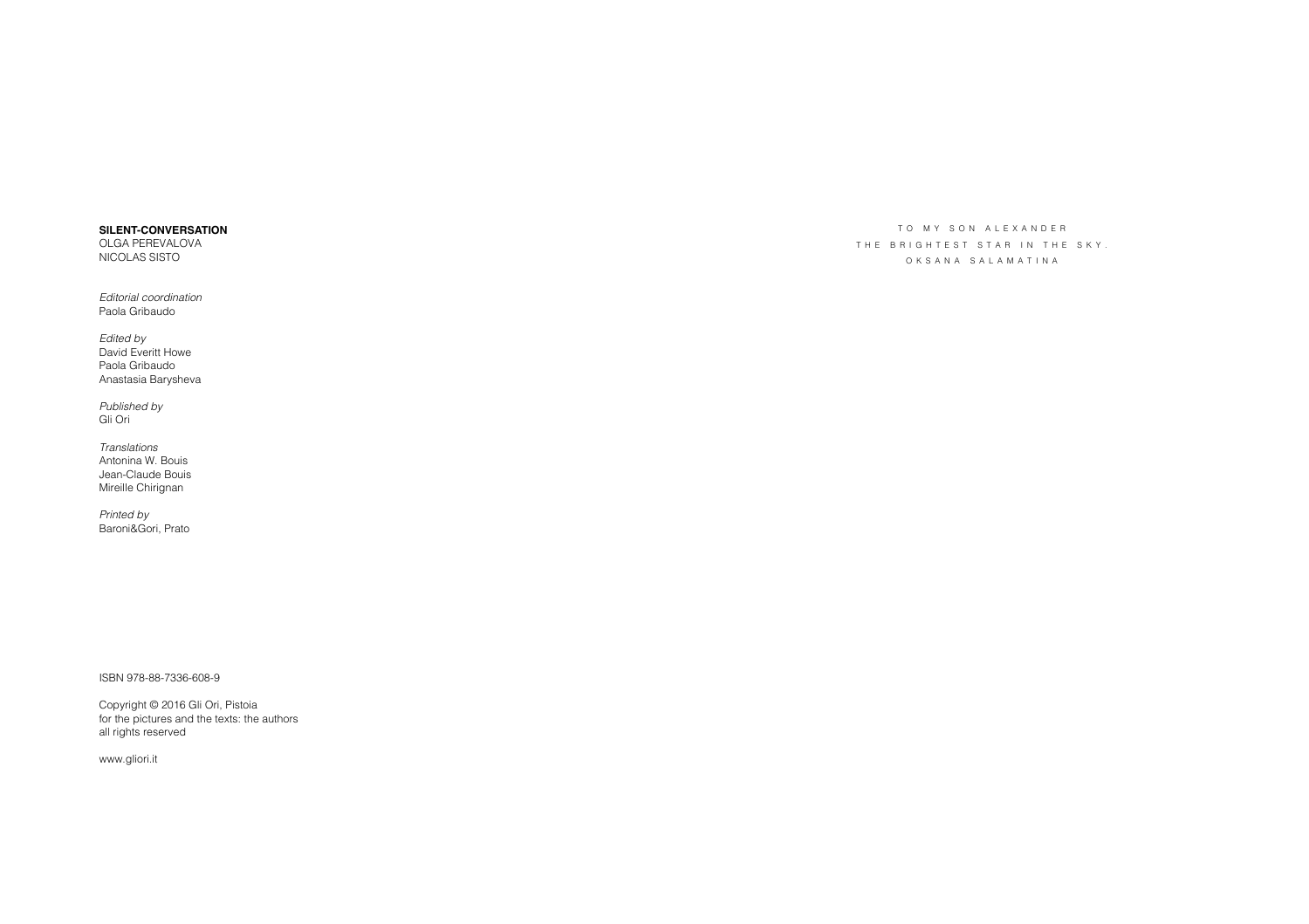**SILENT-CONVERSATION**
OLGA PEREVALOVA
NICOLAS SISTO

*Editorial coordination*
Paola Gribaudo

*Edited by*
David Everitt Howe
Paola Gribaudo
Anastasia Barysheva

*Published by*
Gli Ori

*Translations*
Antonina W. Bouis
Jean-Claude Bouis
Mireille Chirignan

*Printed by*
Baroni&Gori, Prato

ISBN 978-88-7336-608-9

Copyright © 2016 Gli Ori, Pistoia
for the pictures and the texts: the authors
all rights reserved

www.gliori.it

TO MY SON ALEXANDER
THE BRIGHTEST STAR IN THE SKY.
OKSANA SALAMATINA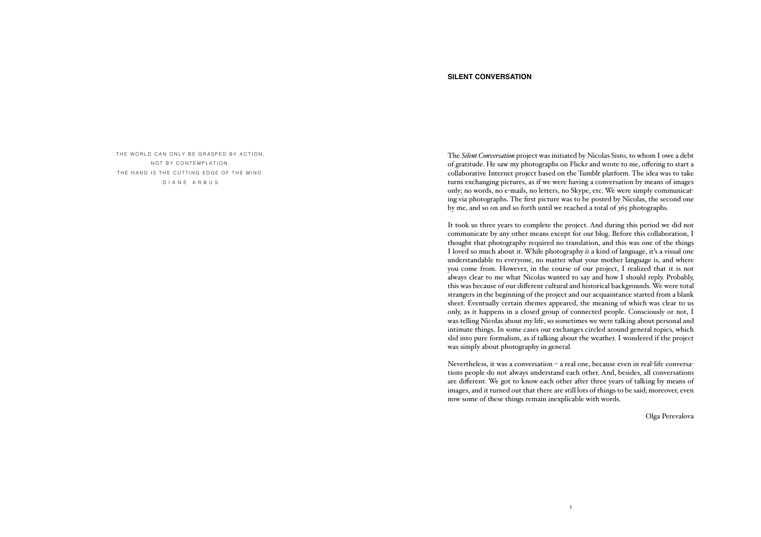THE WORLD CAN ONLY BE GRASPED BY ACTION,
NOT BY CONTEMPLATION.
THE HAND IS THE CUTTING EDGE OF THE MIND.
DIANE ARBUS

## SILENT CONVERSATION

The *Silent Conversation* project was initiated by Nicolas Sisto, to whom I owe a debt of gratitude. He saw my photographs on Flickr and wrote to me, offering to start a collaborative Internet project based on the Tumblr platform. The idea was to take turns exchanging pictures, as if we were having a conversation by means of images only; no words, no e-mails, no letters, no Skype, etc. We were simply communicating via photographs. The first picture was to be posted by Nicolas, the second one by me, and so on and so forth until we reached a total of 365 photographs.

It took us three years to complete the project. And during this period we did not communicate by any other means except for our blog. Before this collaboration, I thought that photography required no translation, and this was one of the things I loved so much about it. While photography *is* a kind of language, it's a visual one understandable to everyone, no matter what your mother language is, and where you come from. However, in the course of our project, I realized that it is not always clear to me what Nicolas wanted to say and how I should reply. Probably, this was because of our different cultural and historical backgrounds. We were total strangers in the beginning of the project and our acquaintance started from a blank sheet. Eventually certain themes appeared, the meaning of which was clear to us only, as it happens in a closed group of connected people. Consciously or not, I was telling Nicolas about my life, so sometimes we were talking about personal and intimate things. In some cases our exchanges circled around general topics, which slid into pure formalism, as if talking about the weather. I wondered if the project was simply about photography in general.

Nevertheless, it was a conversation – a real one, because even in real-life conversations people do not always understand each other. And, besides, all conversations are different. We got to know each other after three years of talking by means of images, and it turned out that there are still lots of things to be said; moreover, even now some of these things remain inexplicable with words.

Olga Perevalova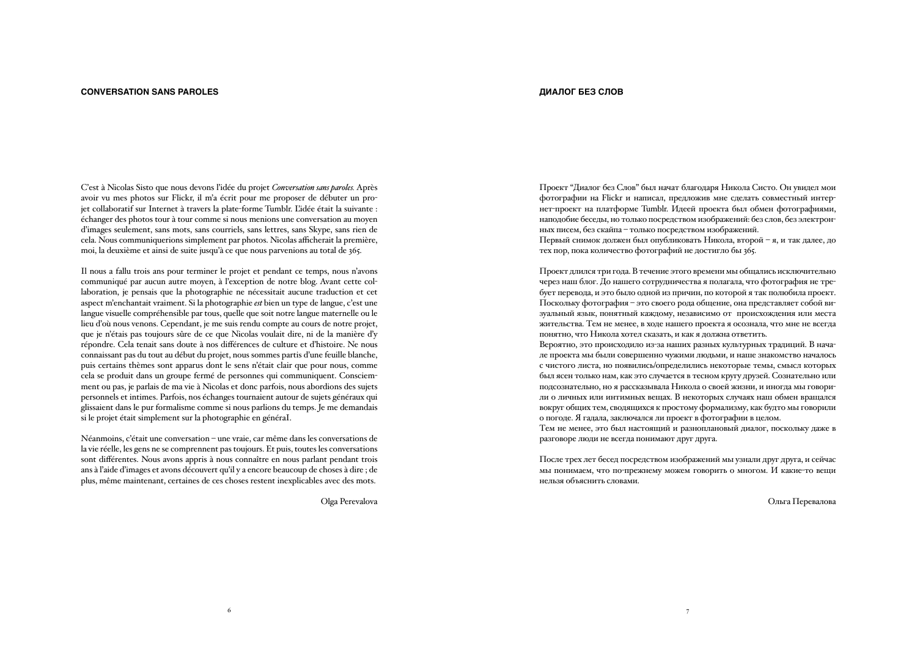## CONVERSATION SANS PAROLES

C'est à Nicolas Sisto que nous devons l'idée du projet *Conversation sans paroles*. Après avoir vu mes photos sur Flickr, il m'a écrit pour me proposer de débuter un projet collaboratif sur Internet à travers la plate-forme Tumblr. L'idée était la suivante : échanger des photos tour à tour comme si nous menions une conversation au moyen d'images seulement, sans mots, sans courriels, sans lettres, sans Skype, sans rien de cela. Nous communiquerions simplement par photos. Nicolas afficherait la première, moi, la deuxième et ainsi de suite jusqu'à ce que nous parvenions au total de 365.

Il nous a fallu trois ans pour terminer le projet et pendant ce temps, nous n'avons communiqué par aucun autre moyen, à l'exception de notre blog. Avant cette collaboration, je pensais que la photographie ne nécessitait aucune traduction et cet aspect m'enchantait vraiment. Si la photographie *est* bien un type de langue, c'est une langue visuelle compréhensible par tous, quelle que soit notre langue maternelle ou le lieu d'où nous venons. Cependant, je me suis rendu compte au cours de notre projet, que je n'étais pas toujours sûre de ce que Nicolas voulait dire, ni de la manière d'y répondre. Cela tenait sans doute à nos différences de culture et d'histoire. Ne nous connaissant pas du tout au début du projet, nous sommes partis d'une feuille blanche, puis certains thèmes sont apparus dont le sens n'était clair que pour nous, comme cela se produit dans un groupe fermé de personnes qui communiquent. Consciemment ou pas, je parlais de ma vie à Nicolas et donc parfois, nous abordions des sujets personnels et intimes. Parfois, nos échanges tournaient autour de sujets généraux qui glissaient dans le pur formalisme comme si nous parlions du temps. Je me demandais si le projet était simplement sur la photographie en généraI.

Néanmoins, c'était une conversation – une vraie, car même dans les conversations de la vie réelle, les gens ne se comprennent pas toujours. Et puis, toutes les conversations sont différentes. Nous avons appris à nous connaître en nous parlant pendant trois ans à l'aide d'images et avons découvert qu'il y a encore beaucoup de choses à dire ; de plus, même maintenant, certaines de ces choses restent inexplicables avec des mots.

Olga Perevalova

## ДИАЛОГ БЕЗ СЛОВ

Проект "Диалог без Слов" был начат благодаря Никола Систо. Он увидел мои фотографии на Flickr и написал, предложив мне сделать совместный интернет-проект на платформе Tumblr. Идеей проекта был обмен фотографиями, наподобие беседы, но только посредством изображений: без слов, без электронных писем, без скайпа – только посредством изображений.
Первый снимок должен был опубликовать Никола, второй – я, и так далее, до тех пор, пока количество фотографий не достигло бы 365.

Проект длился три года. В течение этого времени мы общались исключительно через наш блог. До нашего сотрудничества я полагала, что фотография не требует перевода, и это было одной из причин, по которой я так полюбила проект. Поскольку фотография – это своего рода общение, она представляет собой визуальный язык, понятный каждому, независимо от происхождения или места жительства. Тем не менее, в ходе нашего проекта я осознала, что мне не всегда понятно, что Никола хотел сказать, и как я должна ответить.
Вероятно, это происходило из-за наших разных культурных традиций. В начале проекта мы были совершенно чужими людьми, и наше знакомство началось с чистого листа, но появились/определились некоторые темы, смысл которых был ясен только нам, как это случается в тесном кругу друзей. Сознательно или подсознательно, но я рассказывала Никола о своей жизни, и иногда мы говорили о личных или интимных вещах. В некоторых случаях наш обмен вращался вокруг общих тем, сводящихся к простому формализму, как будто мы говорили о погоде. Я гадала, заключался ли проект в фотографии в целом.
Тем не менее, это был настоящий и разноплановый диалог, поскольку даже в разговоре люди не всегда понимают друг друга.

После трех лет бесед посредством изображений мы узнали друг друга, и сейчас мы понимаем, что по-прежнему можем говорить о многом. И какие-то вещи нельзя объяснить словами.

Ольга Перевалова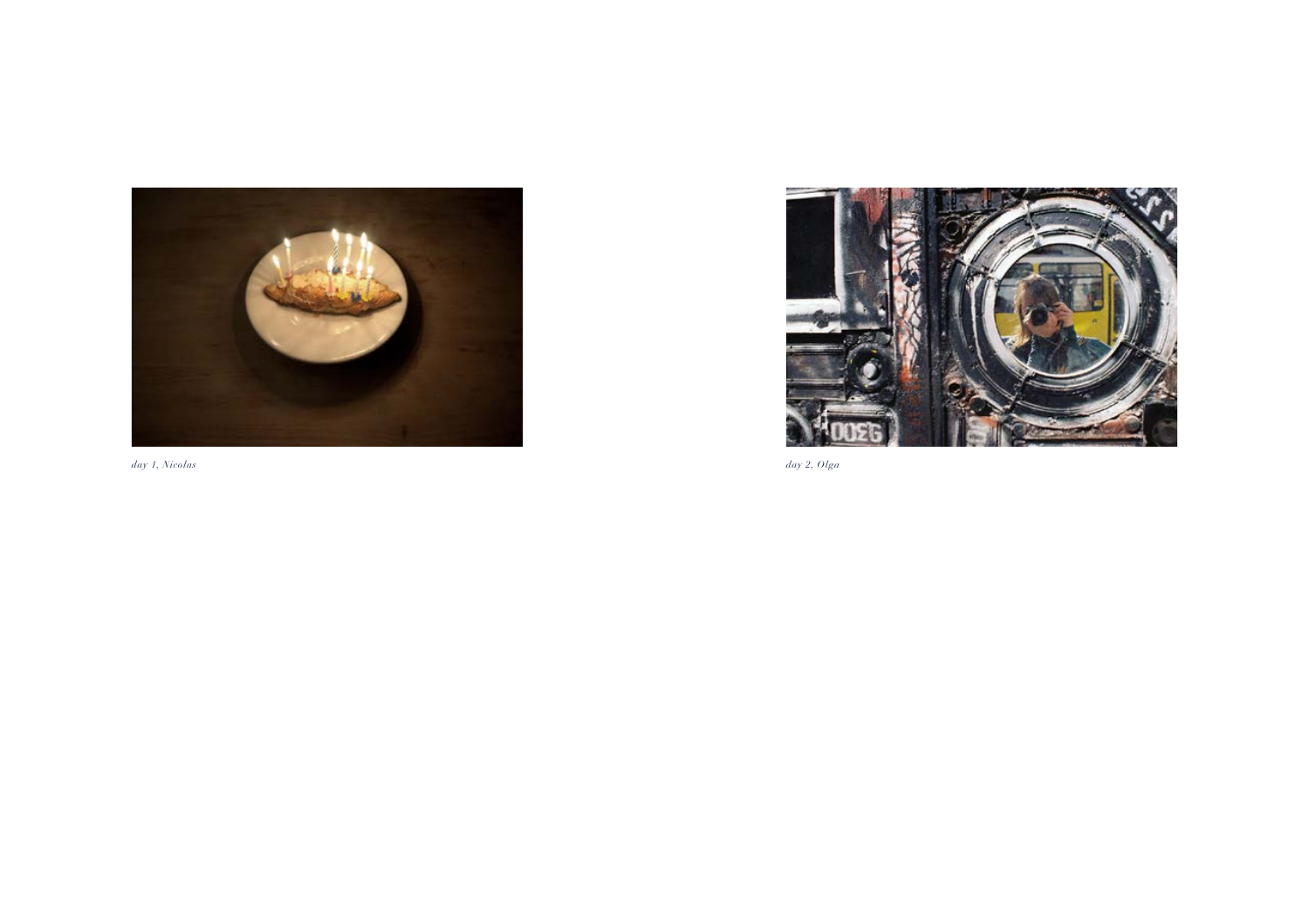*day 1, Nicolas*

*day 2, Olga*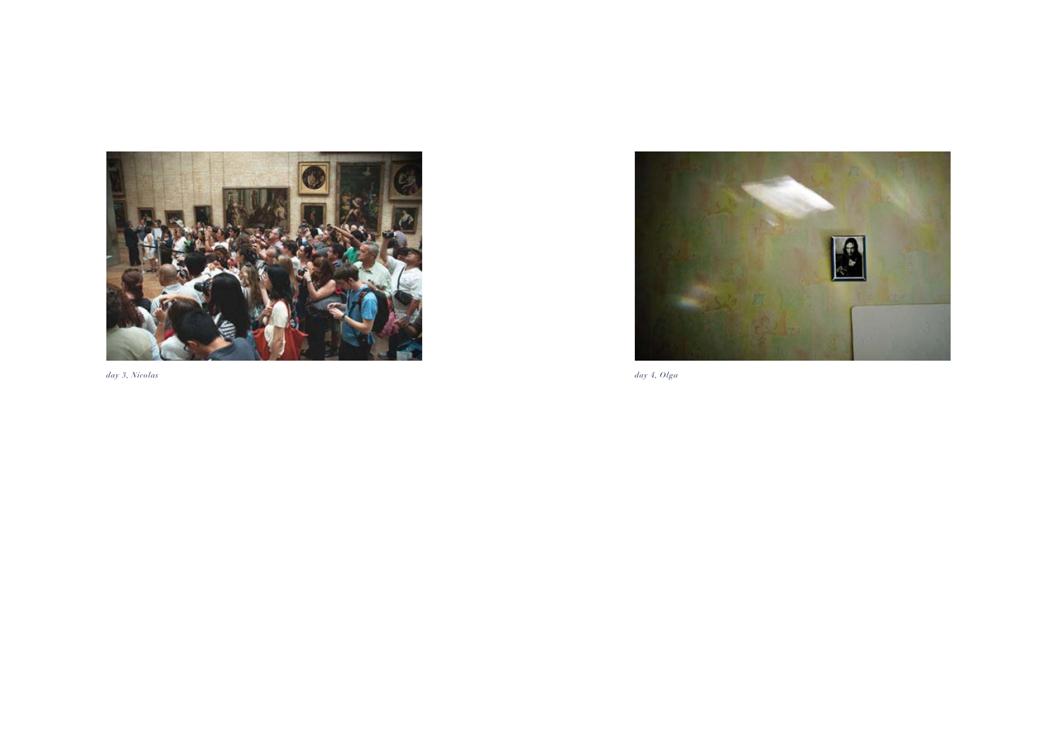*day 3, Nicolas*

*day 4, Olga*